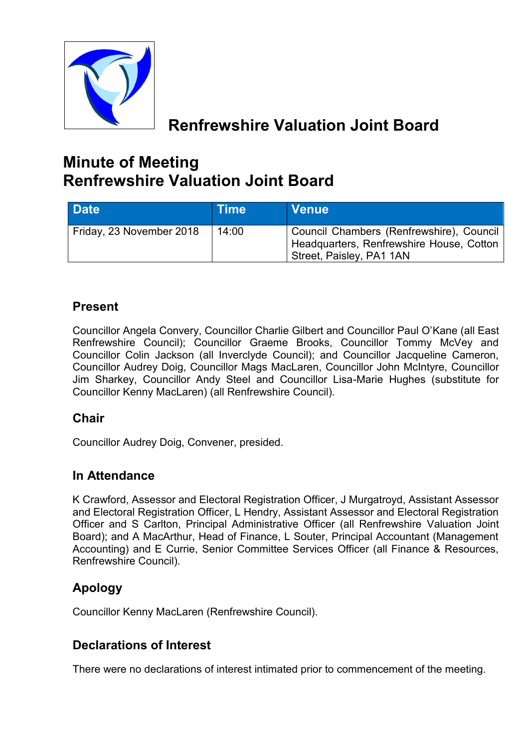# Renfrewshire Valuation Joint Board

# Minute of Meeting
# Renfrewshire Valuation Joint Board

| Date | Time | Venue |
|---|---|---|
| Friday, 23 November 2018 | 14:00 | Council Chambers (Renfrewshire), Council Headquarters, Renfrewshire House, Cotton Street, Paisley, PA1 1AN |

## Present

Councillor Angela Convery, Councillor Charlie Gilbert and Councillor Paul O'Kane (all East Renfrewshire Council); Councillor Graeme Brooks, Councillor Tommy McVey and Councillor Colin Jackson (all Inverclyde Council); and Councillor Jacqueline Cameron, Councillor Audrey Doig, Councillor Mags MacLaren, Councillor John McIntyre, Councillor Jim Sharkey, Councillor Andy Steel and Councillor Lisa-Marie Hughes (substitute for Councillor Kenny MacLaren) (all Renfrewshire Council).

## Chair

Councillor Audrey Doig, Convener, presided.

## In Attendance

K Crawford, Assessor and Electoral Registration Officer, J Murgatroyd, Assistant Assessor and Electoral Registration Officer, L Hendry, Assistant Assessor and Electoral Registration Officer and S Carlton, Principal Administrative Officer (all Renfrewshire Valuation Joint Board); and A MacArthur, Head of Finance, L Souter, Principal Accountant (Management Accounting) and E Currie, Senior Committee Services Officer (all Finance & Resources, Renfrewshire Council).

## Apology

Councillor Kenny MacLaren (Renfrewshire Council).

## Declarations of Interest

There were no declarations of interest intimated prior to commencement of the meeting.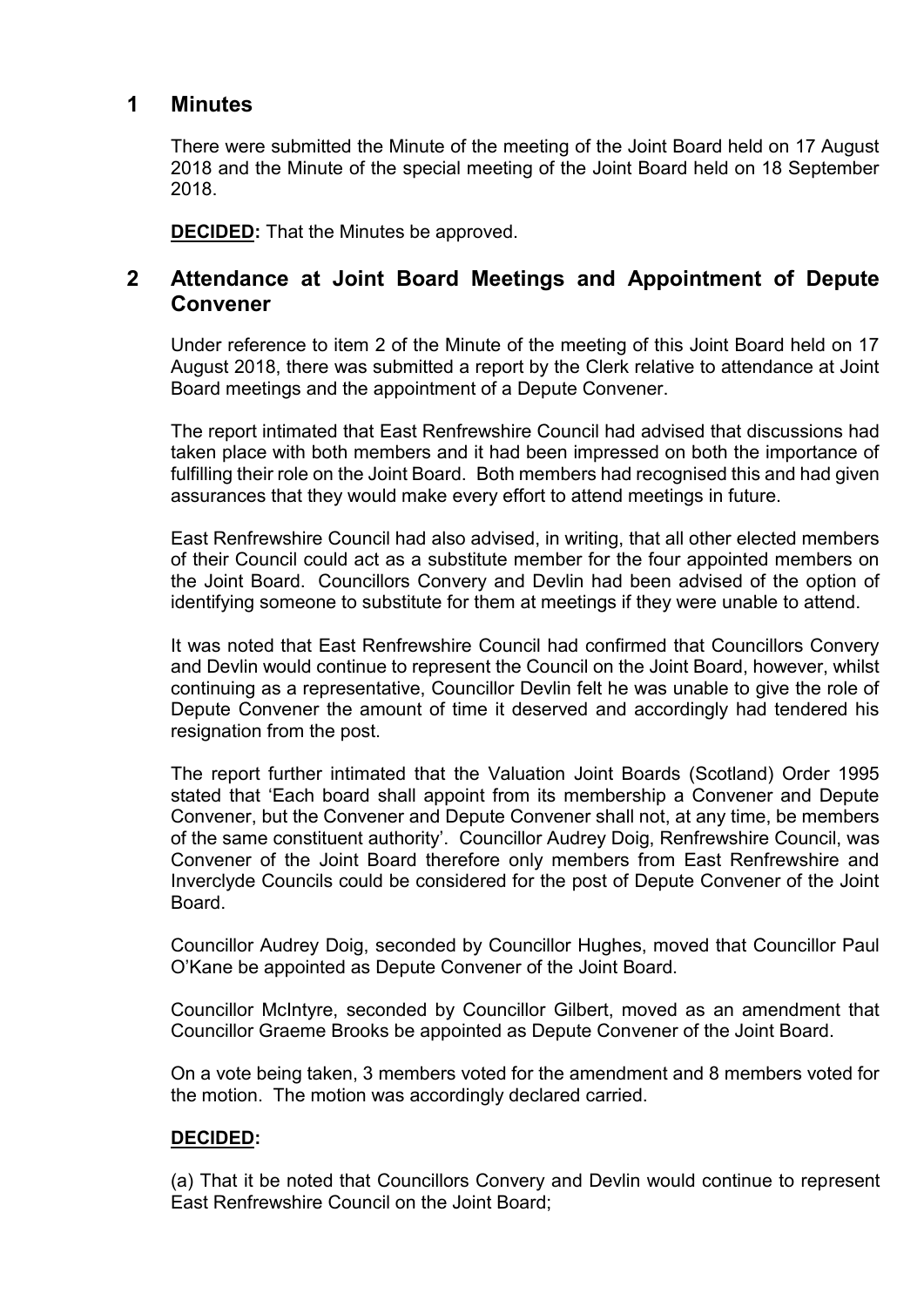## 1 Minutes

There were submitted the Minute of the meeting of the Joint Board held on 17 August 2018 and the Minute of the special meeting of the Joint Board held on 18 September 2018.

**DECIDED:** That the Minutes be approved.

## 2 Attendance at Joint Board Meetings and Appointment of Depute Convener

Under reference to item 2 of the Minute of the meeting of this Joint Board held on 17 August 2018, there was submitted a report by the Clerk relative to attendance at Joint Board meetings and the appointment of a Depute Convener.

The report intimated that East Renfrewshire Council had advised that discussions had taken place with both members and it had been impressed on both the importance of fulfilling their role on the Joint Board. Both members had recognised this and had given assurances that they would make every effort to attend meetings in future.

East Renfrewshire Council had also advised, in writing, that all other elected members of their Council could act as a substitute member for the four appointed members on the Joint Board. Councillors Convery and Devlin had been advised of the option of identifying someone to substitute for them at meetings if they were unable to attend.

It was noted that East Renfrewshire Council had confirmed that Councillors Convery and Devlin would continue to represent the Council on the Joint Board, however, whilst continuing as a representative, Councillor Devlin felt he was unable to give the role of Depute Convener the amount of time it deserved and accordingly had tendered his resignation from the post.

The report further intimated that the Valuation Joint Boards (Scotland) Order 1995 stated that 'Each board shall appoint from its membership a Convener and Depute Convener, but the Convener and Depute Convener shall not, at any time, be members of the same constituent authority'. Councillor Audrey Doig, Renfrewshire Council, was Convener of the Joint Board therefore only members from East Renfrewshire and Inverclyde Councils could be considered for the post of Depute Convener of the Joint Board.

Councillor Audrey Doig, seconded by Councillor Hughes, moved that Councillor Paul O'Kane be appointed as Depute Convener of the Joint Board.

Councillor McIntyre, seconded by Councillor Gilbert, moved as an amendment that Councillor Graeme Brooks be appointed as Depute Convener of the Joint Board.

On a vote being taken, 3 members voted for the amendment and 8 members voted for the motion. The motion was accordingly declared carried.

**DECIDED:**

(a) That it be noted that Councillors Convery and Devlin would continue to represent East Renfrewshire Council on the Joint Board;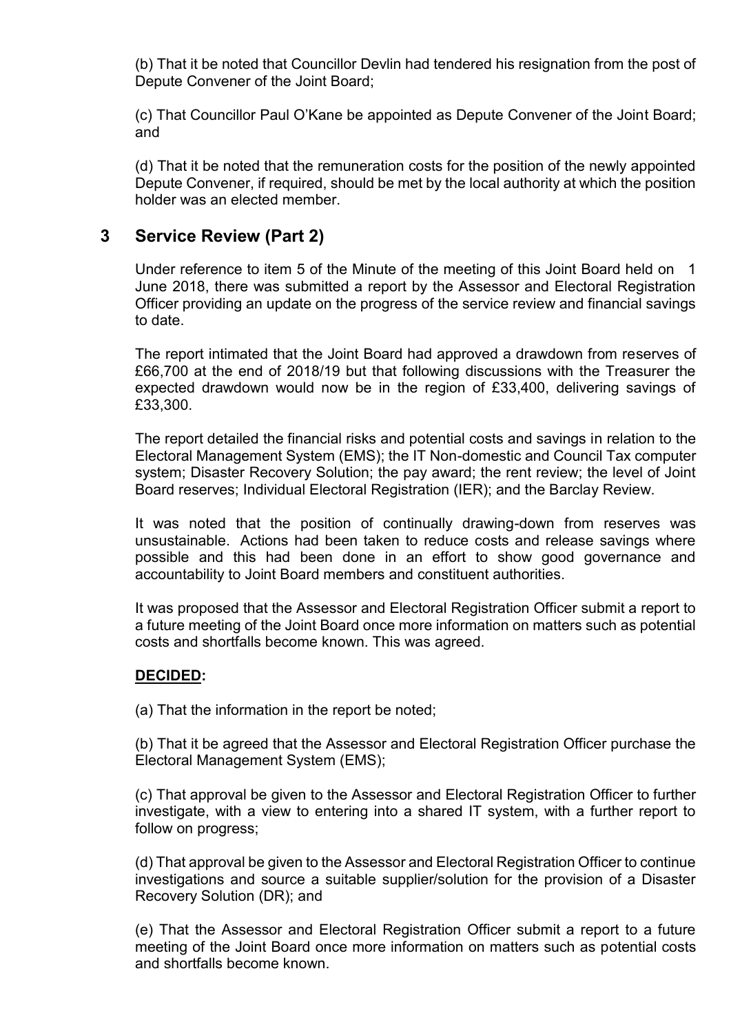(b) That it be noted that Councillor Devlin had tendered his resignation from the post of Depute Convener of the Joint Board;

(c) That Councillor Paul O'Kane be appointed as Depute Convener of the Joint Board; and

(d) That it be noted that the remuneration costs for the position of the newly appointed Depute Convener, if required, should be met by the local authority at which the position holder was an elected member.

## 3 Service Review (Part 2)

Under reference to item 5 of the Minute of the meeting of this Joint Board held on 1 June 2018, there was submitted a report by the Assessor and Electoral Registration Officer providing an update on the progress of the service review and financial savings to date.

The report intimated that the Joint Board had approved a drawdown from reserves of £66,700 at the end of 2018/19 but that following discussions with the Treasurer the expected drawdown would now be in the region of £33,400, delivering savings of £33,300.

The report detailed the financial risks and potential costs and savings in relation to the Electoral Management System (EMS); the IT Non-domestic and Council Tax computer system; Disaster Recovery Solution; the pay award; the rent review; the level of Joint Board reserves; Individual Electoral Registration (IER); and the Barclay Review.

It was noted that the position of continually drawing-down from reserves was unsustainable. Actions had been taken to reduce costs and release savings where possible and this had been done in an effort to show good governance and accountability to Joint Board members and constituent authorities.

It was proposed that the Assessor and Electoral Registration Officer submit a report to a future meeting of the Joint Board once more information on matters such as potential costs and shortfalls become known. This was agreed.

**DECIDED:**

(a) That the information in the report be noted;

(b) That it be agreed that the Assessor and Electoral Registration Officer purchase the Electoral Management System (EMS);

(c) That approval be given to the Assessor and Electoral Registration Officer to further investigate, with a view to entering into a shared IT system, with a further report to follow on progress;

(d) That approval be given to the Assessor and Electoral Registration Officer to continue investigations and source a suitable supplier/solution for the provision of a Disaster Recovery Solution (DR); and

(e) That the Assessor and Electoral Registration Officer submit a report to a future meeting of the Joint Board once more information on matters such as potential costs and shortfalls become known.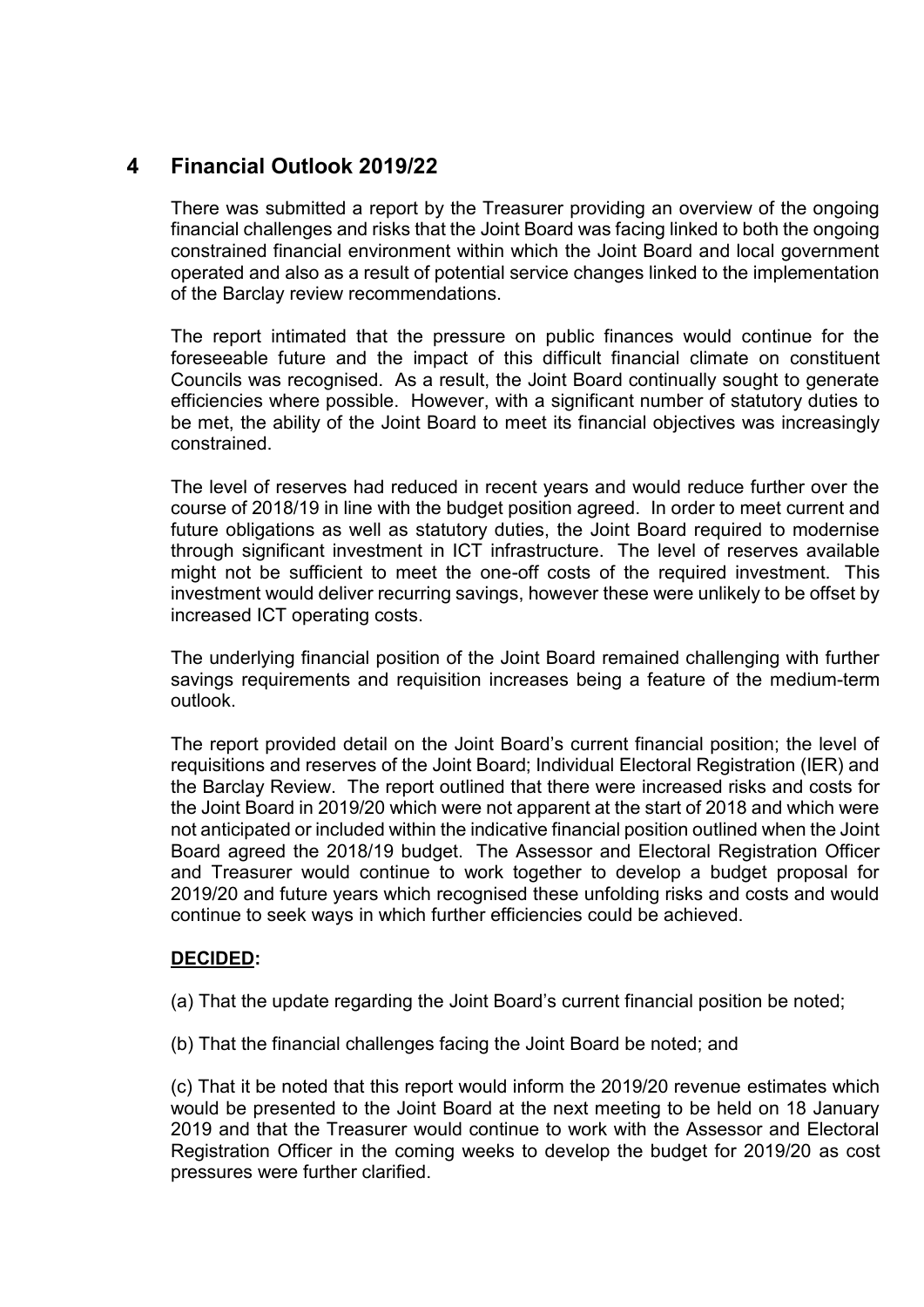## 4 Financial Outlook 2019/22

There was submitted a report by the Treasurer providing an overview of the ongoing financial challenges and risks that the Joint Board was facing linked to both the ongoing constrained financial environment within which the Joint Board and local government operated and also as a result of potential service changes linked to the implementation of the Barclay review recommendations.

The report intimated that the pressure on public finances would continue for the foreseeable future and the impact of this difficult financial climate on constituent Councils was recognised. As a result, the Joint Board continually sought to generate efficiencies where possible. However, with a significant number of statutory duties to be met, the ability of the Joint Board to meet its financial objectives was increasingly constrained.

The level of reserves had reduced in recent years and would reduce further over the course of 2018/19 in line with the budget position agreed. In order to meet current and future obligations as well as statutory duties, the Joint Board required to modernise through significant investment in ICT infrastructure. The level of reserves available might not be sufficient to meet the one-off costs of the required investment. This investment would deliver recurring savings, however these were unlikely to be offset by increased ICT operating costs.

The underlying financial position of the Joint Board remained challenging with further savings requirements and requisition increases being a feature of the medium-term outlook.

The report provided detail on the Joint Board's current financial position; the level of requisitions and reserves of the Joint Board; Individual Electoral Registration (IER) and the Barclay Review. The report outlined that there were increased risks and costs for the Joint Board in 2019/20 which were not apparent at the start of 2018 and which were not anticipated or included within the indicative financial position outlined when the Joint Board agreed the 2018/19 budget. The Assessor and Electoral Registration Officer and Treasurer would continue to work together to develop a budget proposal for 2019/20 and future years which recognised these unfolding risks and costs and would continue to seek ways in which further efficiencies could be achieved.

**DECIDED:**

(a) That the update regarding the Joint Board's current financial position be noted;

(b) That the financial challenges facing the Joint Board be noted; and

(c) That it be noted that this report would inform the 2019/20 revenue estimates which would be presented to the Joint Board at the next meeting to be held on 18 January 2019 and that the Treasurer would continue to work with the Assessor and Electoral Registration Officer in the coming weeks to develop the budget for 2019/20 as cost pressures were further clarified.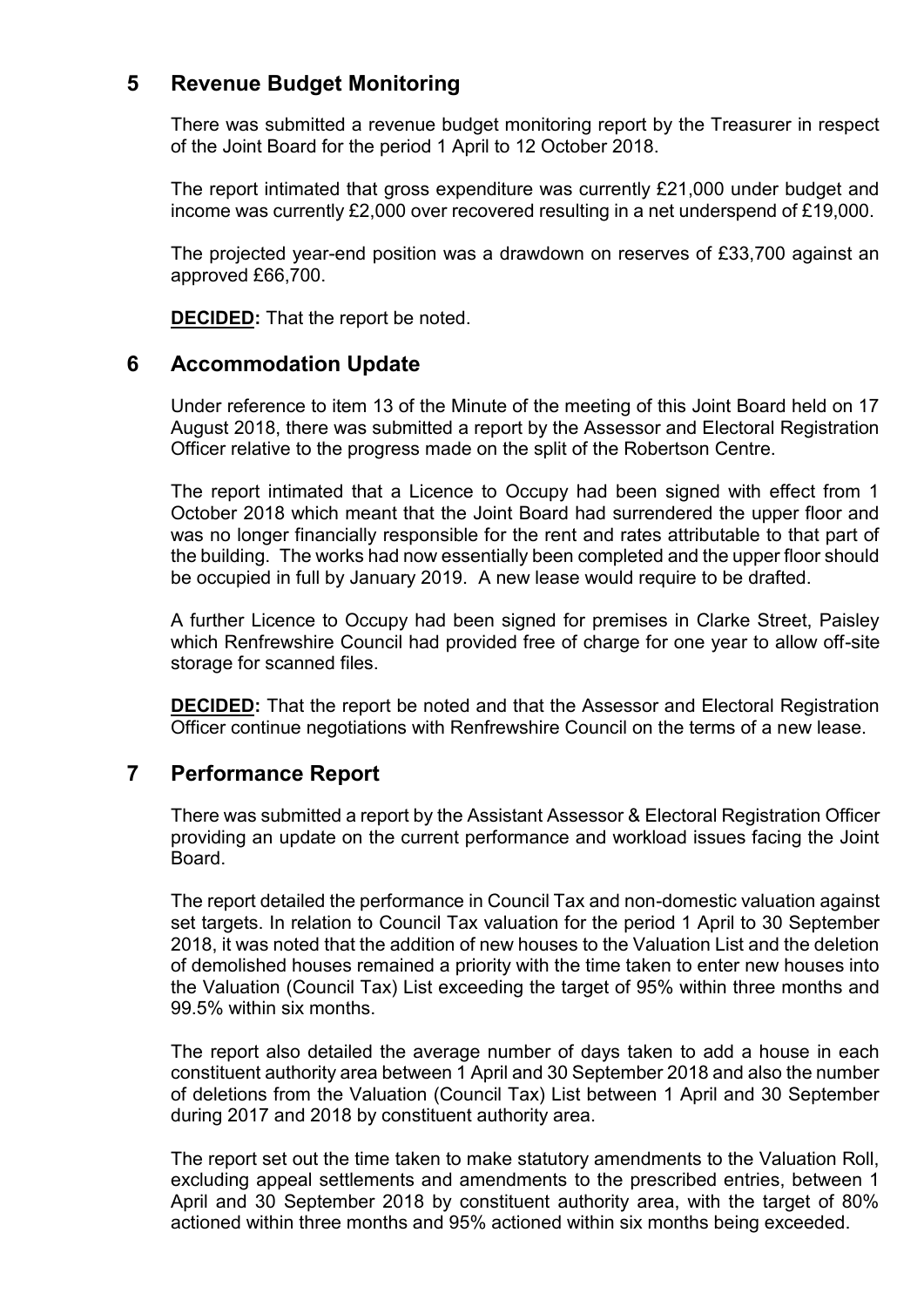## 5 Revenue Budget Monitoring

There was submitted a revenue budget monitoring report by the Treasurer in respect of the Joint Board for the period 1 April to 12 October 2018.

The report intimated that gross expenditure was currently £21,000 under budget and income was currently £2,000 over recovered resulting in a net underspend of £19,000.

The projected year-end position was a drawdown on reserves of £33,700 against an approved £66,700.

**DECIDED:** That the report be noted.

## 6 Accommodation Update

Under reference to item 13 of the Minute of the meeting of this Joint Board held on 17 August 2018, there was submitted a report by the Assessor and Electoral Registration Officer relative to the progress made on the split of the Robertson Centre.

The report intimated that a Licence to Occupy had been signed with effect from 1 October 2018 which meant that the Joint Board had surrendered the upper floor and was no longer financially responsible for the rent and rates attributable to that part of the building. The works had now essentially been completed and the upper floor should be occupied in full by January 2019. A new lease would require to be drafted.

A further Licence to Occupy had been signed for premises in Clarke Street, Paisley which Renfrewshire Council had provided free of charge for one year to allow off-site storage for scanned files.

**DECIDED:** That the report be noted and that the Assessor and Electoral Registration Officer continue negotiations with Renfrewshire Council on the terms of a new lease.

## 7 Performance Report

There was submitted a report by the Assistant Assessor & Electoral Registration Officer providing an update on the current performance and workload issues facing the Joint Board.

The report detailed the performance in Council Tax and non-domestic valuation against set targets. In relation to Council Tax valuation for the period 1 April to 30 September 2018, it was noted that the addition of new houses to the Valuation List and the deletion of demolished houses remained a priority with the time taken to enter new houses into the Valuation (Council Tax) List exceeding the target of 95% within three months and 99.5% within six months.

The report also detailed the average number of days taken to add a house in each constituent authority area between 1 April and 30 September 2018 and also the number of deletions from the Valuation (Council Tax) List between 1 April and 30 September during 2017 and 2018 by constituent authority area.

The report set out the time taken to make statutory amendments to the Valuation Roll, excluding appeal settlements and amendments to the prescribed entries, between 1 April and 30 September 2018 by constituent authority area, with the target of 80% actioned within three months and 95% actioned within six months being exceeded.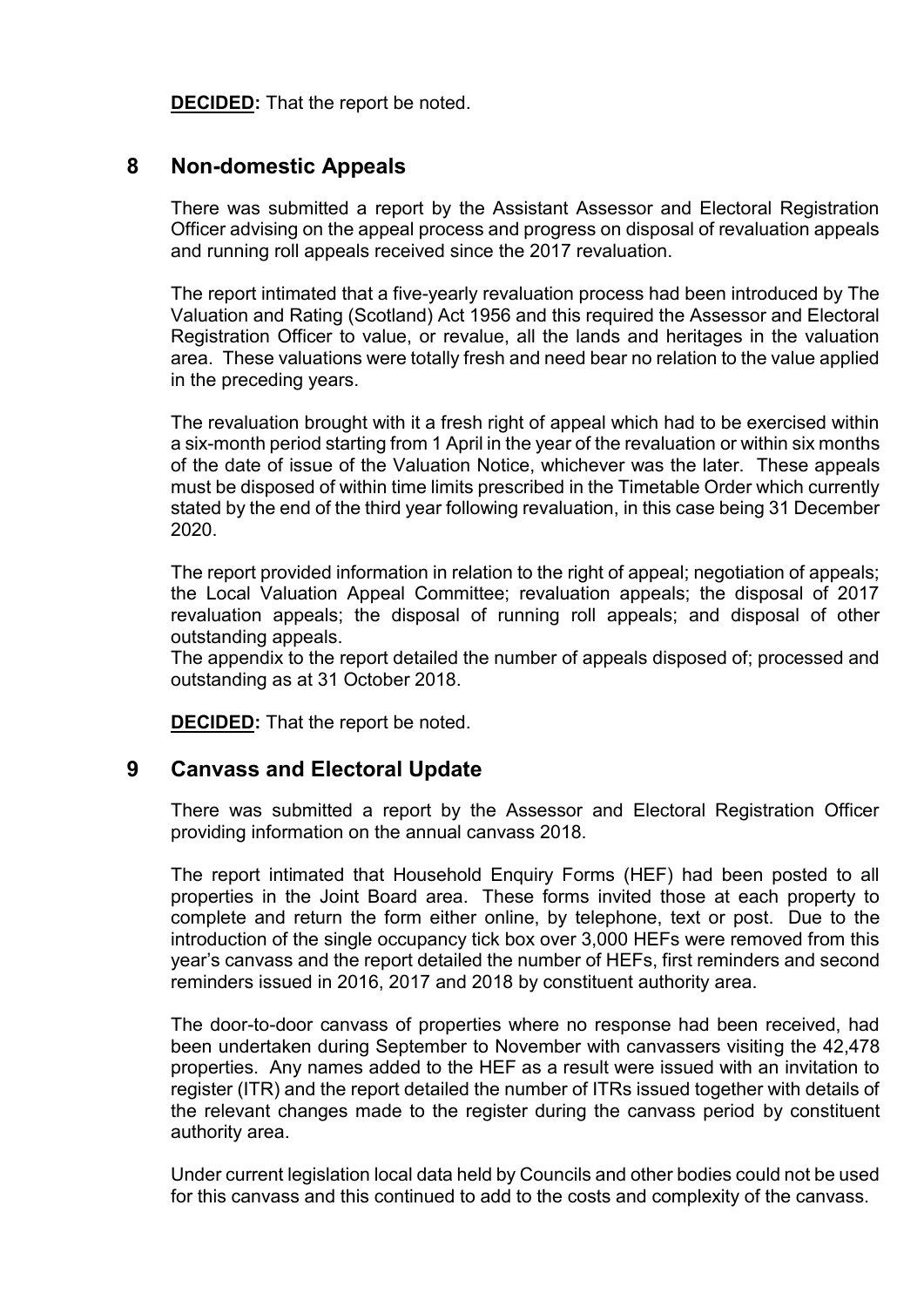**DECIDED:** That the report be noted.

## 8 Non-domestic Appeals

There was submitted a report by the Assistant Assessor and Electoral Registration Officer advising on the appeal process and progress on disposal of revaluation appeals and running roll appeals received since the 2017 revaluation.

The report intimated that a five-yearly revaluation process had been introduced by The Valuation and Rating (Scotland) Act 1956 and this required the Assessor and Electoral Registration Officer to value, or revalue, all the lands and heritages in the valuation area. These valuations were totally fresh and need bear no relation to the value applied in the preceding years.

The revaluation brought with it a fresh right of appeal which had to be exercised within a six-month period starting from 1 April in the year of the revaluation or within six months of the date of issue of the Valuation Notice, whichever was the later. These appeals must be disposed of within time limits prescribed in the Timetable Order which currently stated by the end of the third year following revaluation, in this case being 31 December 2020.

The report provided information in relation to the right of appeal; negotiation of appeals; the Local Valuation Appeal Committee; revaluation appeals; the disposal of 2017 revaluation appeals; the disposal of running roll appeals; and disposal of other outstanding appeals.

The appendix to the report detailed the number of appeals disposed of; processed and outstanding as at 31 October 2018.

**DECIDED:** That the report be noted.

## 9 Canvass and Electoral Update

There was submitted a report by the Assessor and Electoral Registration Officer providing information on the annual canvass 2018.

The report intimated that Household Enquiry Forms (HEF) had been posted to all properties in the Joint Board area. These forms invited those at each property to complete and return the form either online, by telephone, text or post. Due to the introduction of the single occupancy tick box over 3,000 HEFs were removed from this year's canvass and the report detailed the number of HEFs, first reminders and second reminders issued in 2016, 2017 and 2018 by constituent authority area.

The door-to-door canvass of properties where no response had been received, had been undertaken during September to November with canvassers visiting the 42,478 properties. Any names added to the HEF as a result were issued with an invitation to register (ITR) and the report detailed the number of ITRs issued together with details of the relevant changes made to the register during the canvass period by constituent authority area.

Under current legislation local data held by Councils and other bodies could not be used for this canvass and this continued to add to the costs and complexity of the canvass.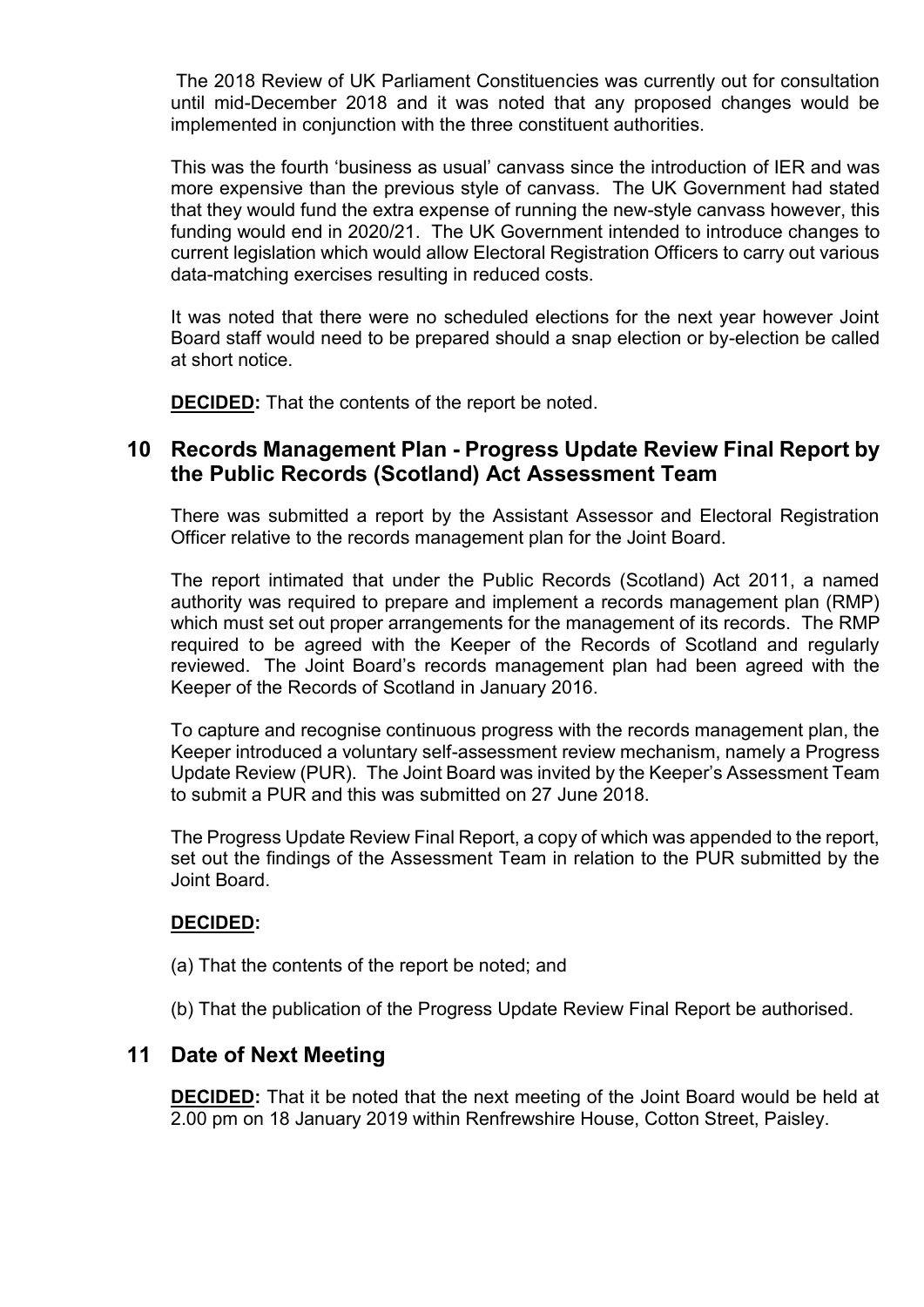The 2018 Review of UK Parliament Constituencies was currently out for consultation until mid-December 2018 and it was noted that any proposed changes would be implemented in conjunction with the three constituent authorities.

This was the fourth 'business as usual' canvass since the introduction of IER and was more expensive than the previous style of canvass. The UK Government had stated that they would fund the extra expense of running the new-style canvass however, this funding would end in 2020/21. The UK Government intended to introduce changes to current legislation which would allow Electoral Registration Officers to carry out various data-matching exercises resulting in reduced costs.

It was noted that there were no scheduled elections for the next year however Joint Board staff would need to be prepared should a snap election or by-election be called at short notice.

**DECIDED:** That the contents of the report be noted.

## 10 Records Management Plan - Progress Update Review Final Report by the Public Records (Scotland) Act Assessment Team

There was submitted a report by the Assistant Assessor and Electoral Registration Officer relative to the records management plan for the Joint Board.

The report intimated that under the Public Records (Scotland) Act 2011, a named authority was required to prepare and implement a records management plan (RMP) which must set out proper arrangements for the management of its records. The RMP required to be agreed with the Keeper of the Records of Scotland and regularly reviewed. The Joint Board's records management plan had been agreed with the Keeper of the Records of Scotland in January 2016.

To capture and recognise continuous progress with the records management plan, the Keeper introduced a voluntary self-assessment review mechanism, namely a Progress Update Review (PUR). The Joint Board was invited by the Keeper's Assessment Team to submit a PUR and this was submitted on 27 June 2018.

The Progress Update Review Final Report, a copy of which was appended to the report, set out the findings of the Assessment Team in relation to the PUR submitted by the Joint Board.

**DECIDED:**

(a) That the contents of the report be noted; and

(b) That the publication of the Progress Update Review Final Report be authorised.

## 11 Date of Next Meeting

**DECIDED:** That it be noted that the next meeting of the Joint Board would be held at 2.00 pm on 18 January 2019 within Renfrewshire House, Cotton Street, Paisley.